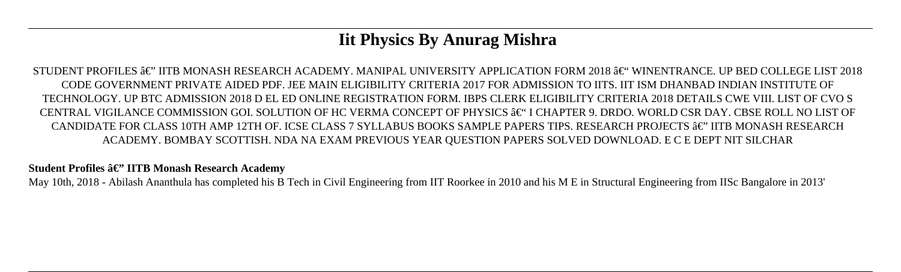# Iit Physics By Anurag Mishra

STUDENT PROFILES â€" IITB MONASH RESEARCH ACADEMY. MANIPAL UNIVERSITY APPLICATION FORM 2018 â€" WINENTRANCE. UP BED COLLEGE LIST 2018 CODE GOVERNMENT PRIVATE AIDED PDF. JEE MAIN ELIGIBILITY CRITERIA 2017 FOR ADMISSION TO IITS. IIT ISM DHANBAD INDIAN INSTITUTE OF TECHNOLOGY. UP BTC ADMISSION 2018 D EL ED ONLINE REGISTRATION FORM. IBPS CLERK ELIGIBILITY CRITERIA 2018 DETAILS CWE VIII. LIST OF CVO S CENTRAL VIGILANCE COMMISSION GOI. SOLUTION OF HC VERMA CONCEPT OF PHYSICS â€" I CHAPTER 9. DRDO. WORLD CSR DAY. CBSE ROLL NO LIST OF CANDIDATE FOR CLASS 10TH AMP 12TH OF. ICSE CLASS 7 SYLLABUS BOOKS SAMPLE PAPERS TIPS. RESEARCH PROJECTS â€" IITB MONASH RESEARCH ACADEMY. BOMBAY SCOTTISH. NDA NA EXAM PREVIOUS YEAR QUESTION PAPERS SOLVED DOWNLOAD. E C E DEPT NIT SILCHAR

**Student Profiles â€" IITB Monash Research Academy**

May 10th, 2018 - Abilash Ananthula has completed his B Tech in Civil Engineering from IIT Roorkee in 2010 and his M E in Structural Engineering from IISc Bangalore in 2013'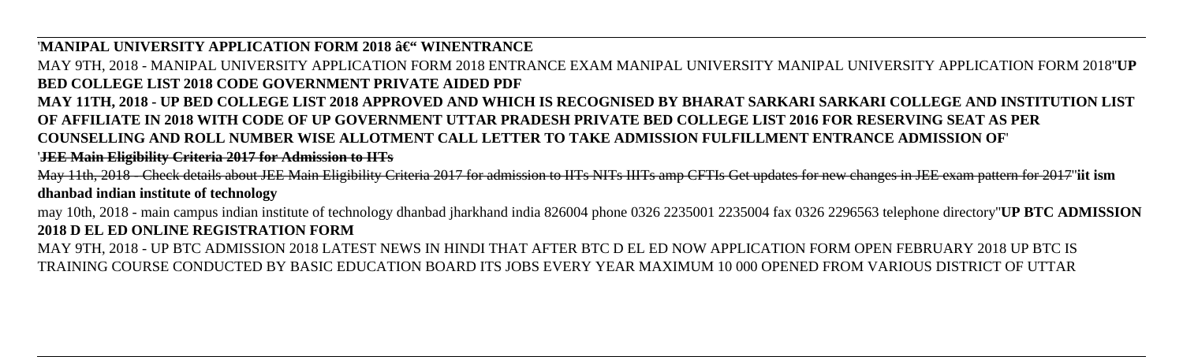**'MANIPAL UNIVERSITY APPLICATION FORM 2018 â€“ WINENTRANCE**

MAY 9TH, 2018 - MANIPAL UNIVERSITY APPLICATION FORM 2018 ENTRANCE EXAM MANIPAL UNIVERSITY MANIPAL UNIVERSITY APPLICATION FORM 2018''**UP BED COLLEGE LIST 2018 CODE GOVERNMENT PRIVATE AIDED PDF**

**MAY 11TH, 2018 - UP BED COLLEGE LIST 2018 APPROVED AND WHICH IS RECOGNISED BY BHARAT SARKARI SARKARI COLLEGE AND INSTITUTION LIST OF AFFILIATE IN 2018 WITH CODE OF UP GOVERNMENT UTTAR PRADESH PRIVATE BED COLLEGE LIST 2016 FOR RESERVING SEAT AS PER COUNSELLING AND ROLL NUMBER WISE ALLOTMENT CALL LETTER TO TAKE ADMISSION FULFILLMENT ENTRANCE ADMISSION OF**'

'**JEE Main Eligibility Criteria 2017 for Admission to IITs**

May 11th, 2018 - Check details about JEE Main Eligibility Criteria 2017 for admission to IITs NITs IIITs amp CFTIs Get updates for new changes in JEE exam pattern for 2017''**iit ism dhanbad indian institute of technology**

may 10th, 2018 - main campus indian institute of technology dhanbad jharkhand india 826004 phone 0326 2235001 2235004 fax 0326 2296563 telephone directory''**UP BTC ADMISSION 2018 D EL ED ONLINE REGISTRATION FORM**

MAY 9TH, 2018 - UP BTC ADMISSION 2018 LATEST NEWS IN HINDI THAT AFTER BTC D EL ED NOW APPLICATION FORM OPEN FEBRUARY 2018 UP BTC IS TRAINING COURSE CONDUCTED BY BASIC EDUCATION BOARD ITS JOBS EVERY YEAR MAXIMUM 10 000 OPENED FROM VARIOUS DISTRICT OF UTTAR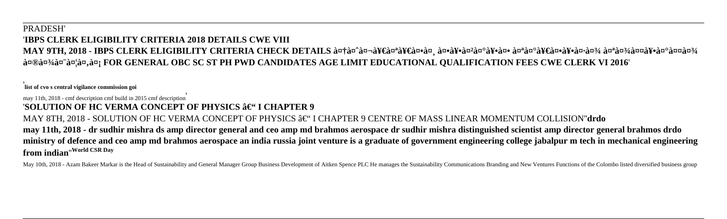PRADESH'

'**IBPS CLERK ELIGIBILITY CRITERIA 2018 DETAILS CWE VIII**

**MAY 9TH, 2018 - IBPS CLERK ELIGIBILITY CRITERIA CHECK DETAILS आईबीपीएस क्लर्क परीक्षा पात्रता मानदंड FOR GENERAL OBC SC ST PH PWD CANDIDATES AGE LIMIT EDUCATIONAL QUALIFICATION FEES CWE CLERK VI 2016**'

'**list of cvo s central vigilance commission goi**

may 11th, 2018 - cmf description cmf build in 2015 cmf description'

'**SOLUTION OF HC VERMA CONCEPT OF PHYSICS – I CHAPTER 9**

MAY 8TH, 2018 - SOLUTION OF HC VERMA CONCEPT OF PHYSICS – I CHAPTER 9 CENTRE OF MASS LINEAR MOMENTUM COLLISION''**drdo**

**may 11th, 2018 - dr sudhir mishra ds amp director general and ceo amp md brahmos aerospace dr sudhir mishra distinguished scientist amp director general brahmos drdo ministry of defence and ceo amp md brahmos aerospace an india russia joint venture is a graduate of government engineering college jabalpur m tech in mechanical engineering from indian**''**World CSR Day**

May 10th, 2018 - Azam Bakeer Markar is the Head of Sustainability and General Manager Group Business Development of Aitken Spence PLC He manages the Sustainability Communications Branding and New Ventures Functions of the Colombo listed diversified business group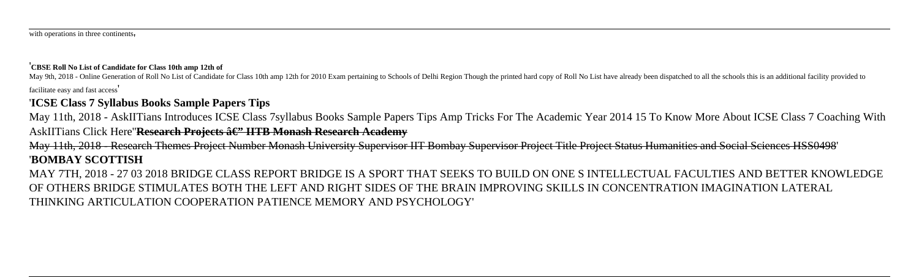with operations in three continents'

'**CBSE Roll No List of Candidate for Class 10th amp 12th of**

May 9th, 2018 - Online Generation of Roll No List of Candidate for Class 10th amp 12th for 2010 Exam pertaining to Schools of Delhi Region Though the printed hard copy of Roll No List have already been dispatched to all the schools this is an additional facility provided to facilitate easy and fast access'

'**ICSE Class 7 Syllabus Books Sample Papers Tips**

May 11th, 2018 - AskIITians Introduces ICSE Class 7syllabus Books Sample Papers Tips Amp Tricks For The Academic Year 2014 15 To Know More About ICSE Class 7 Coaching With AskIITians Click Here''~~**Research Projects â€" IITB Monash Research Academy**~~

~~May 11th, 2018 - Research Themes Project Number Monash University Supervisor IIT Bombay Supervisor Project Title Project Status Humanities and Social Sciences HSS0498~~'

'**BOMBAY SCOTTISH**

MAY 7TH, 2018 - 27 03 2018 BRIDGE CLASS REPORT BRIDGE IS A SPORT THAT SEEKS TO BUILD ON ONE S INTELLECTUAL FACULTIES AND BETTER KNOWLEDGE OF OTHERS BRIDGE STIMULATES BOTH THE LEFT AND RIGHT SIDES OF THE BRAIN IMPROVING SKILLS IN CONCENTRATION IMAGINATION LATERAL THINKING ARTICULATION COOPERATION PATIENCE MEMORY AND PSYCHOLOGY'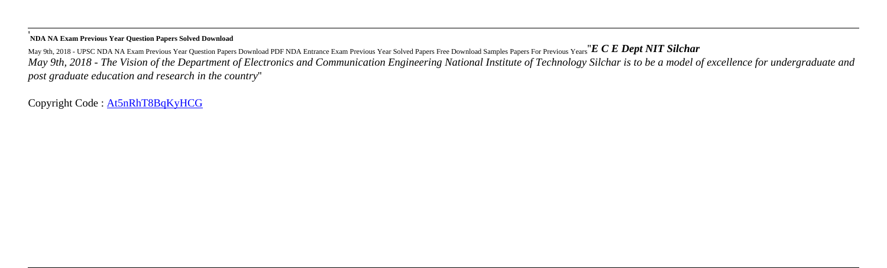'**NDA NA Exam Previous Year Question Papers Solved Download**

May 9th, 2018 - UPSC NDA NA Exam Previous Year Question Papers Download PDF NDA Entrance Exam Previous Year Solved Papers Free Download Samples Papers For Previous Years''***E C E Dept NIT Silchar***

*May 9th, 2018 - The Vision of the Department of Electronics and Communication Engineering National Institute of Technology Silchar is to be a model of excellence for undergraduate and post graduate education and research in the country*''

Copyright Code : At5nRhT8BqKyHCG